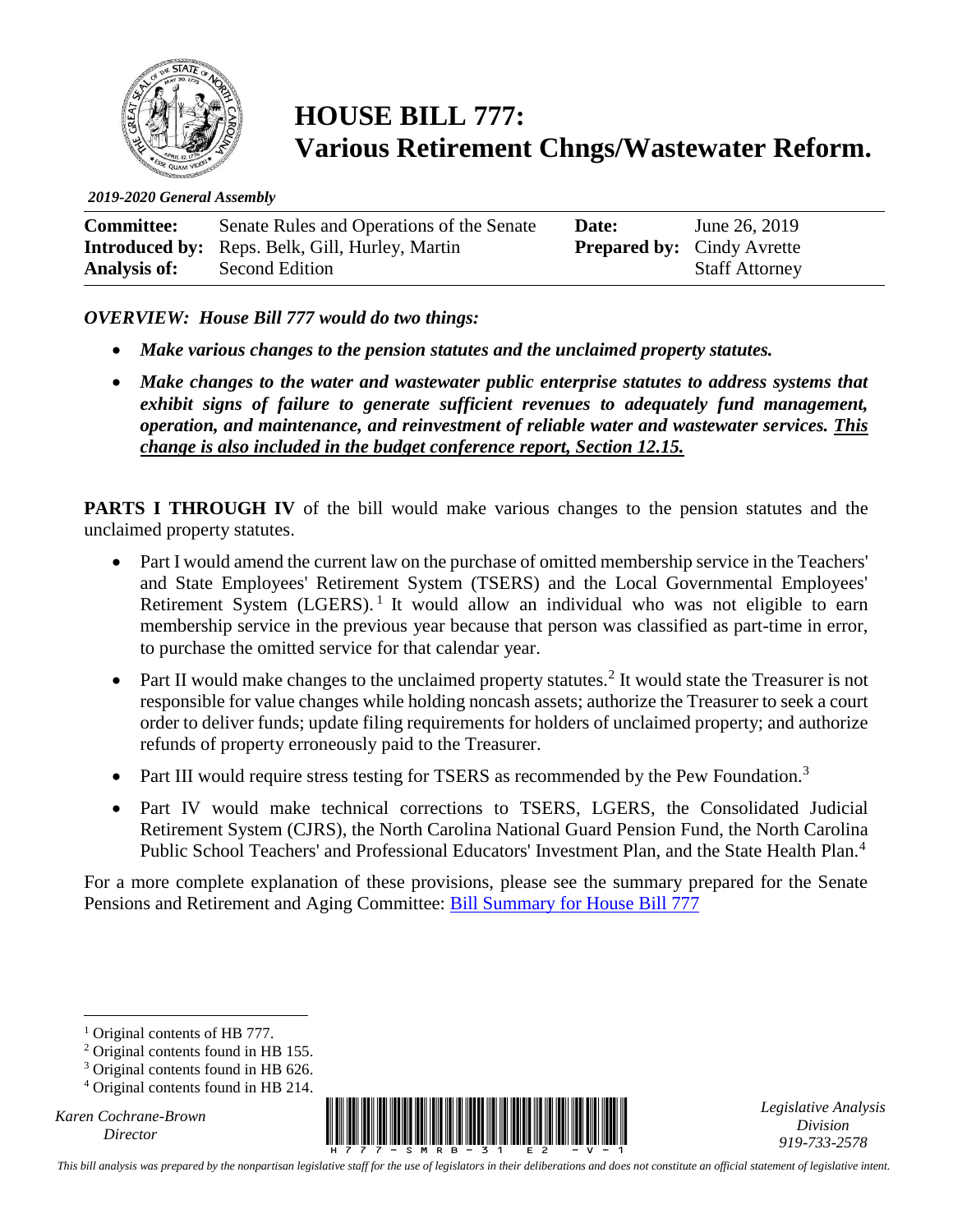# HOUSE BILL 777: Various Retirement Chngs/Wastewater Reform.

*2019-2020 General Assembly*

| | | | |
|---|---|---|---|
| **Committee:** | Senate Rules and Operations of the Senate | **Date:** | June 26, 2019 |
| **Introduced by:** | Reps. Belk, Gill, Hurley, Martin | **Prepared by:** | Cindy Avrette |
| **Analysis of:** | Second Edition | | Staff Attorney |

***OVERVIEW: House Bill 777 would do two things:***

- ***Make various changes to the pension statutes and the unclaimed property statutes.***
- ***Make changes to the water and wastewater public enterprise statutes to address systems that exhibit signs of failure to generate sufficient revenues to adequately fund management, operation, and maintenance, and reinvestment of reliable water and wastewater services. <u>This change is also included in the budget conference report, Section 12.15.</u>***

**PARTS I THROUGH IV** of the bill would make various changes to the pension statutes and the unclaimed property statutes.

- Part I would amend the current law on the purchase of omitted membership service in the Teachers' and State Employees' Retirement System (TSERS) and the Local Governmental Employees' Retirement System (LGERS).[1] It would allow an individual who was not eligible to earn membership service in the previous year because that person was classified as part-time in error, to purchase the omitted service for that calendar year.
- Part II would make changes to the unclaimed property statutes.[2] It would state the Treasurer is not responsible for value changes while holding noncash assets; authorize the Treasurer to seek a court order to deliver funds; update filing requirements for holders of unclaimed property; and authorize refunds of property erroneously paid to the Treasurer.
- Part III would require stress testing for TSERS as recommended by the Pew Foundation.[3]
- Part IV would make technical corrections to TSERS, LGERS, the Consolidated Judicial Retirement System (CJRS), the North Carolina National Guard Pension Fund, the North Carolina Public School Teachers' and Professional Educators' Investment Plan, and the State Health Plan.[4]

For a more complete explanation of these provisions, please see the summary prepared for the Senate Pensions and Retirement and Aging Committee: [Bill Summary for House Bill 777]

---

[1] Original contents of HB 777.
[2] Original contents found in HB 155.
[3] Original contents found in HB 626.
[4] Original contents found in HB 214.

Karen Cochrane-Brown
Director

Legislative Analysis Division
919-733-2578

*This bill analysis was prepared by the nonpartisan legislative staff for the use of legislators in their deliberations and does not constitute an official statement of legislative intent.*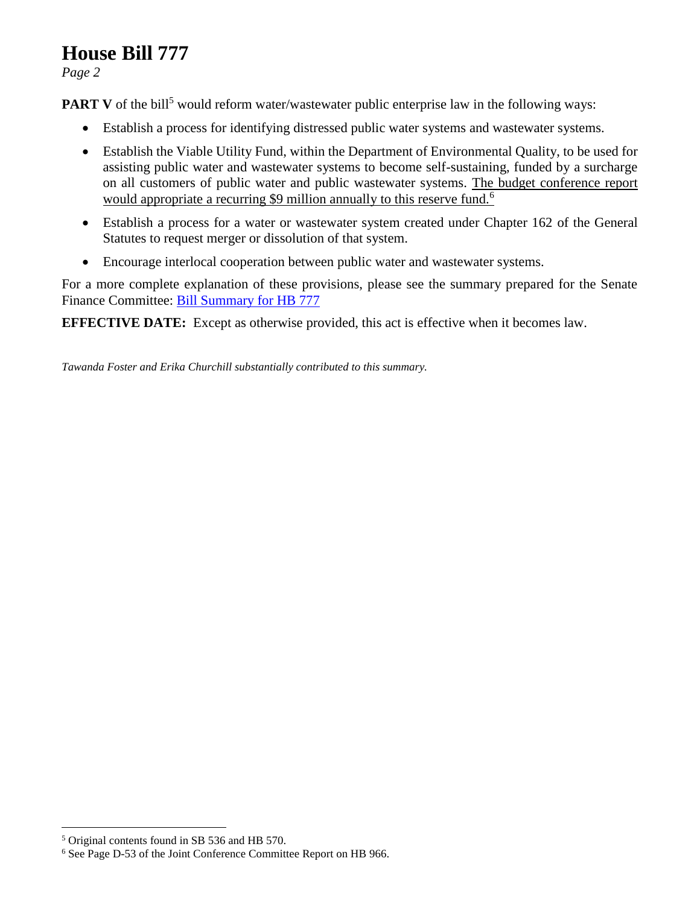**PART V** of the bill[5] would reform water/wastewater public enterprise law in the following ways:

- Establish a process for identifying distressed public water systems and wastewater systems.
- Establish the Viable Utility Fund, within the Department of Environmental Quality, to be used for assisting public water and wastewater systems to become self-sustaining, funded by a surcharge on all customers of public water and public wastewater systems. The budget conference report would appropriate a recurring $9 million annually to this reserve fund.[6]
- Establish a process for a water or wastewater system created under Chapter 162 of the General Statutes to request merger or dissolution of that system.
- Encourage interlocal cooperation between public water and wastewater systems.

For a more complete explanation of these provisions, please see the summary prepared for the Senate Finance Committee: Bill Summary for HB 777

**EFFECTIVE DATE:** Except as otherwise provided, this act is effective when it becomes law.

*Tawanda Foster and Erika Churchill substantially contributed to this summary.*

[5] Original contents found in SB 536 and HB 570.

[6] See Page D-53 of the Joint Conference Committee Report on HB 966.